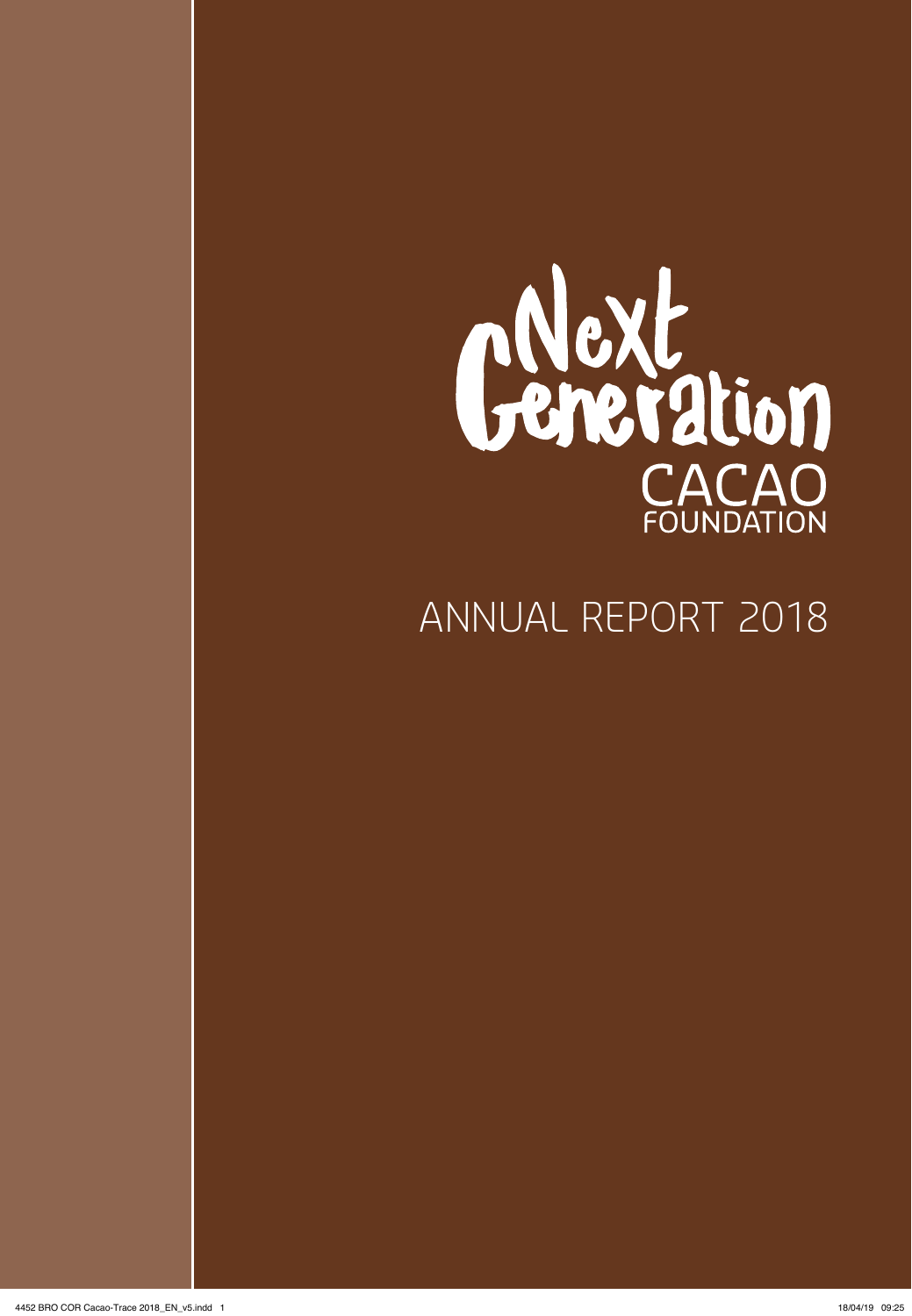# Next Generation CACAO FOUNDATION

## ANNUAL REPORT 2018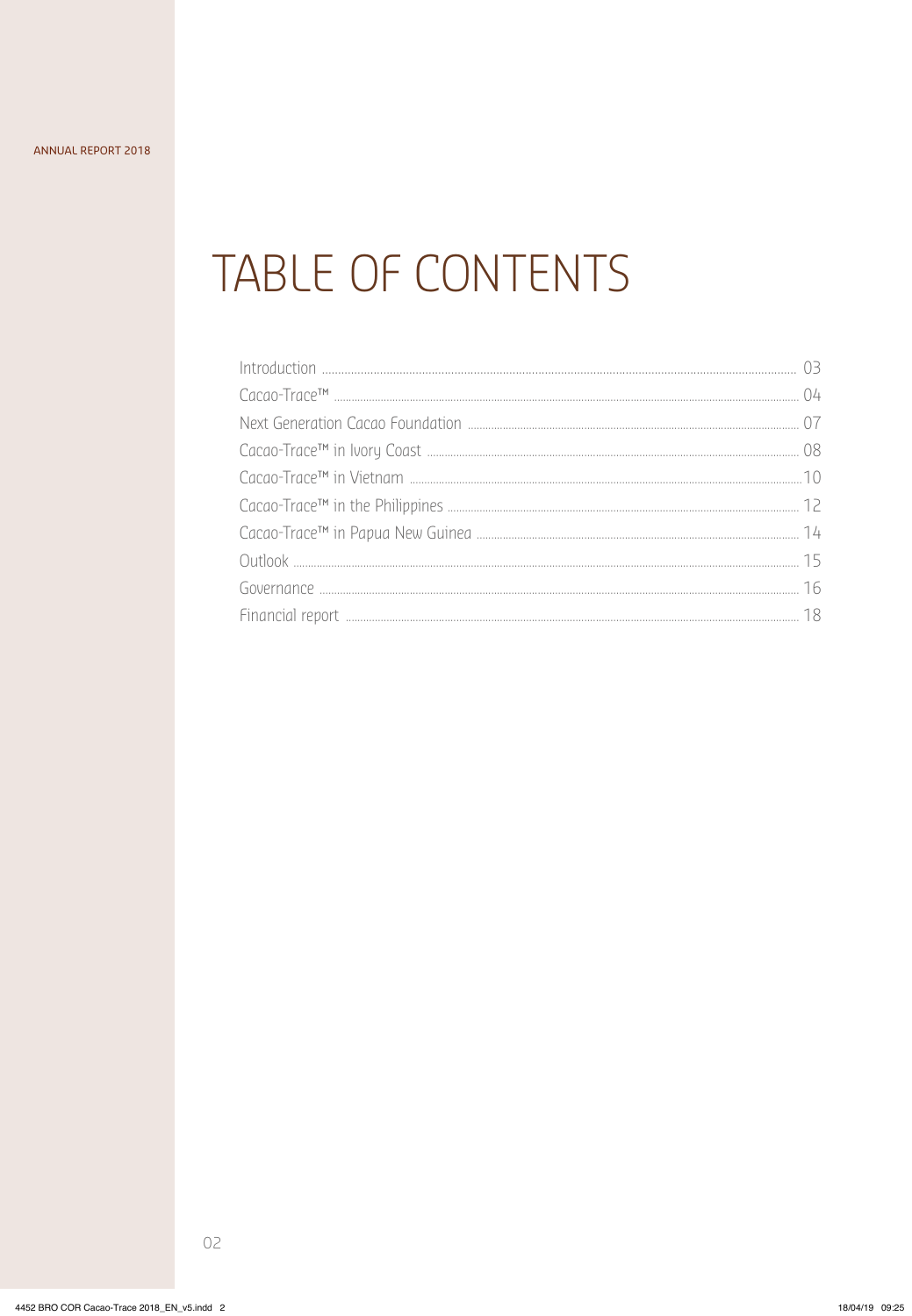# TABLE OF CONTENTS

| | |
|---|---|
| Introduction | 03 |
| Cacao-Trace™ | 04 |
| Next Generation Cacao Foundation | 07 |
| Cacao-Trace™ in Ivory Coast | 08 |
| Cacao-Trace™ in Vietnam | 10 |
| Cacao-Trace™ in the Philippines | 12 |
| Cacao-Trace™ in Papua New Guinea | 14 |
| Outlook | 15 |
| Governance | 16 |
| Financial report | 18 |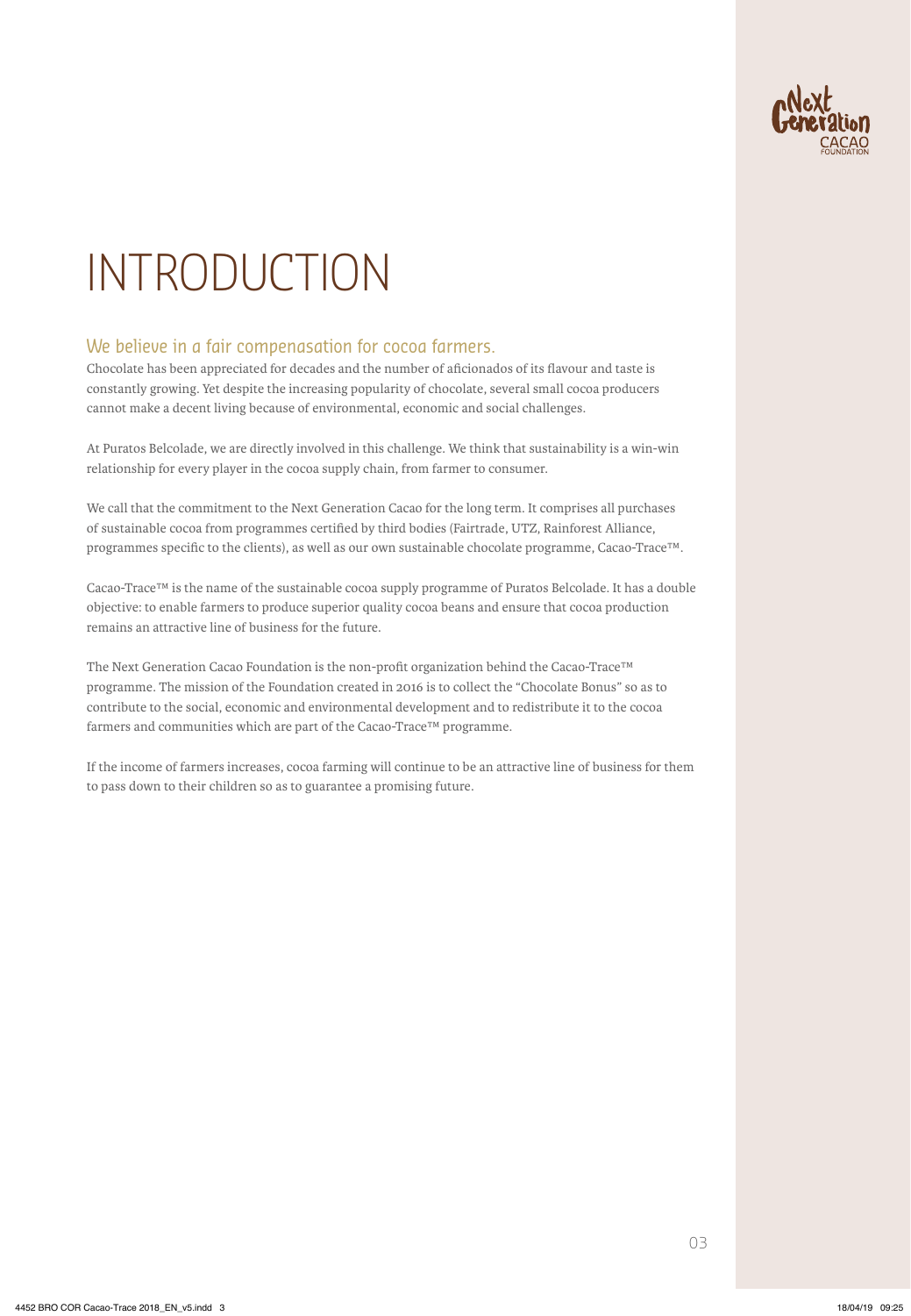# INTRODUCTION

## We believe in a fair compenasation for cocoa farmers.

Chocolate has been appreciated for decades and the number of aficionados of its flavour and taste is constantly growing. Yet despite the increasing popularity of chocolate, several small cocoa producers cannot make a decent living because of environmental, economic and social challenges.

At Puratos Belcolade, we are directly involved in this challenge. We think that sustainability is a win-win relationship for every player in the cocoa supply chain, from farmer to consumer.

We call that the commitment to the Next Generation Cacao for the long term. It comprises all purchases of sustainable cocoa from programmes certified by third bodies (Fairtrade, UTZ, Rainforest Alliance, programmes specific to the clients), as well as our own sustainable chocolate programme, Cacao-Trace™.

Cacao-Trace™ is the name of the sustainable cocoa supply programme of Puratos Belcolade. It has a double objective: to enable farmers to produce superior quality cocoa beans and ensure that cocoa production remains an attractive line of business for the future.

The Next Generation Cacao Foundation is the non-profit organization behind the Cacao-Trace™ programme. The mission of the Foundation created in 2016 is to collect the "Chocolate Bonus" so as to contribute to the social, economic and environmental development and to redistribute it to the cocoa farmers and communities which are part of the Cacao-Trace™ programme.

If the income of farmers increases, cocoa farming will continue to be an attractive line of business for them to pass down to their children so as to guarantee a promising future.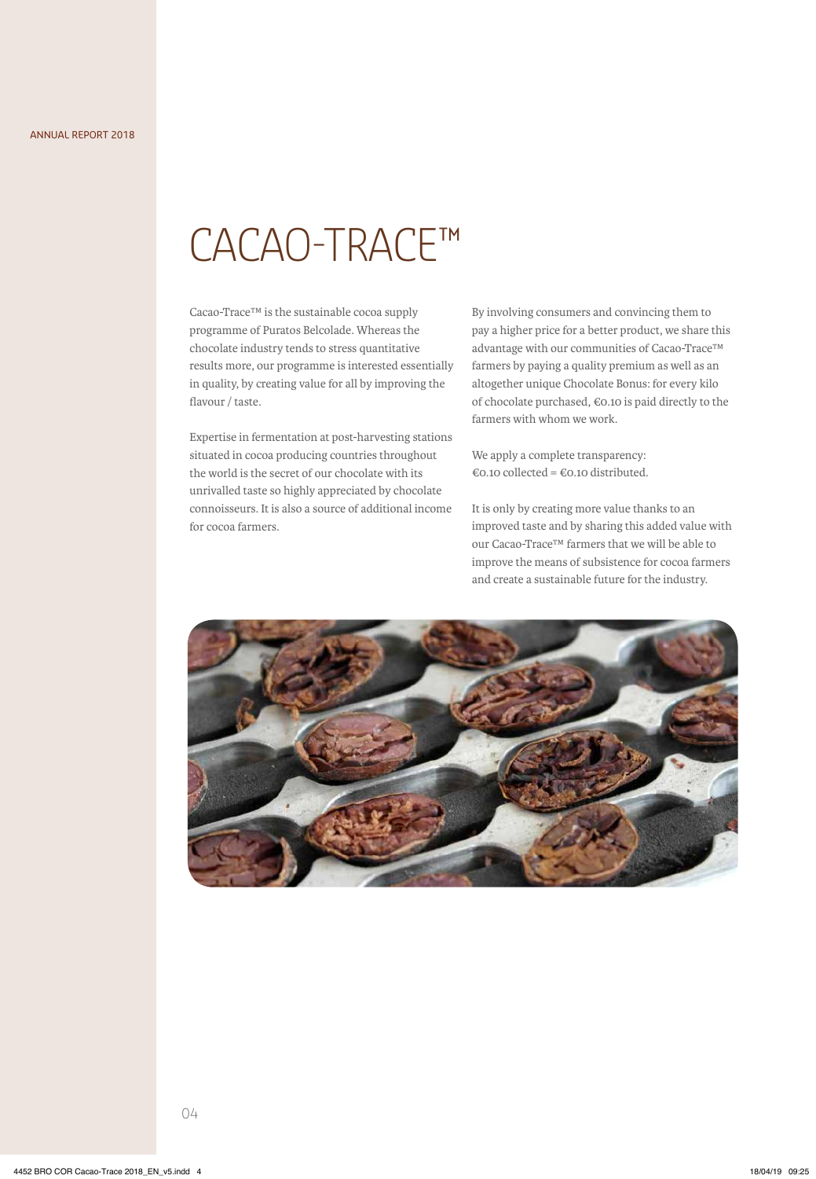# CACAO-TRACE™

Cacao-Trace™ is the sustainable cocoa supply programme of Puratos Belcolade. Whereas the chocolate industry tends to stress quantitative results more, our programme is interested essentially in quality, by creating value for all by improving the flavour / taste.

Expertise in fermentation at post-harvesting stations situated in cocoa producing countries throughout the world is the secret of our chocolate with its unrivalled taste so highly appreciated by chocolate connoisseurs. It is also a source of additional income for cocoa farmers.

By involving consumers and convincing them to pay a higher price for a better product, we share this advantage with our communities of Cacao-Trace™ farmers by paying a quality premium as well as an altogether unique Chocolate Bonus: for every kilo of chocolate purchased, €0.10 is paid directly to the farmers with whom we work.

We apply a complete transparency:
€0.10 collected = €0.10 distributed.

It is only by creating more value thanks to an improved taste and by sharing this added value with our Cacao-Trace™ farmers that we will be able to improve the means of subsistence for cocoa farmers and create a sustainable future for the industry.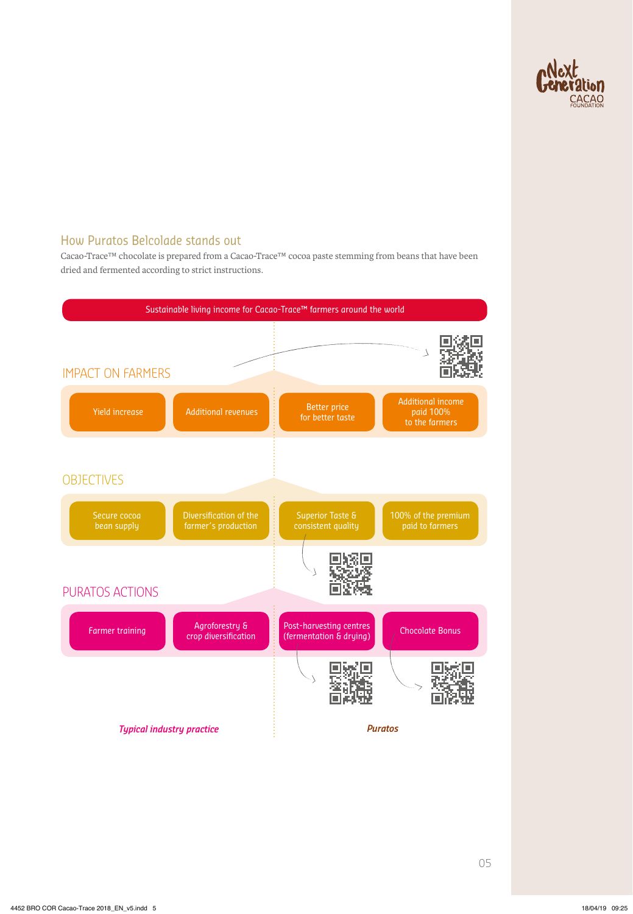## How Puratos Belcolade stands out

Cacao-Trace™ chocolate is prepared from a Cacao-Trace™ cocoa paste stemming from beans that have been dried and fermented according to strict instructions.

**Sustainable living income for Cacao-Trace™ farmers around the world**

### IMPACT ON FARMERS

| Typical industry practice | | Puratos | |
|---|---|---|---|
| Yield increase | Additional revenues | Better price for better taste | Additional income paid 100% to the farmers |

### OBJECTIVES

| Typical industry practice | | Puratos | |
|---|---|---|---|
| Secure cocoa bean supply | Diversification of the farmer's production | Superior Taste & consistent quality | 100% of the premium paid to farmers |

### PURATOS ACTIONS

| Typical industry practice | | Puratos | |
|---|---|---|---|
| Farmer training | Agroforestry & crop diversification | Post-harvesting centres (fermentation & drying) | Chocolate Bonus |

*Typical industry practice* | *Puratos*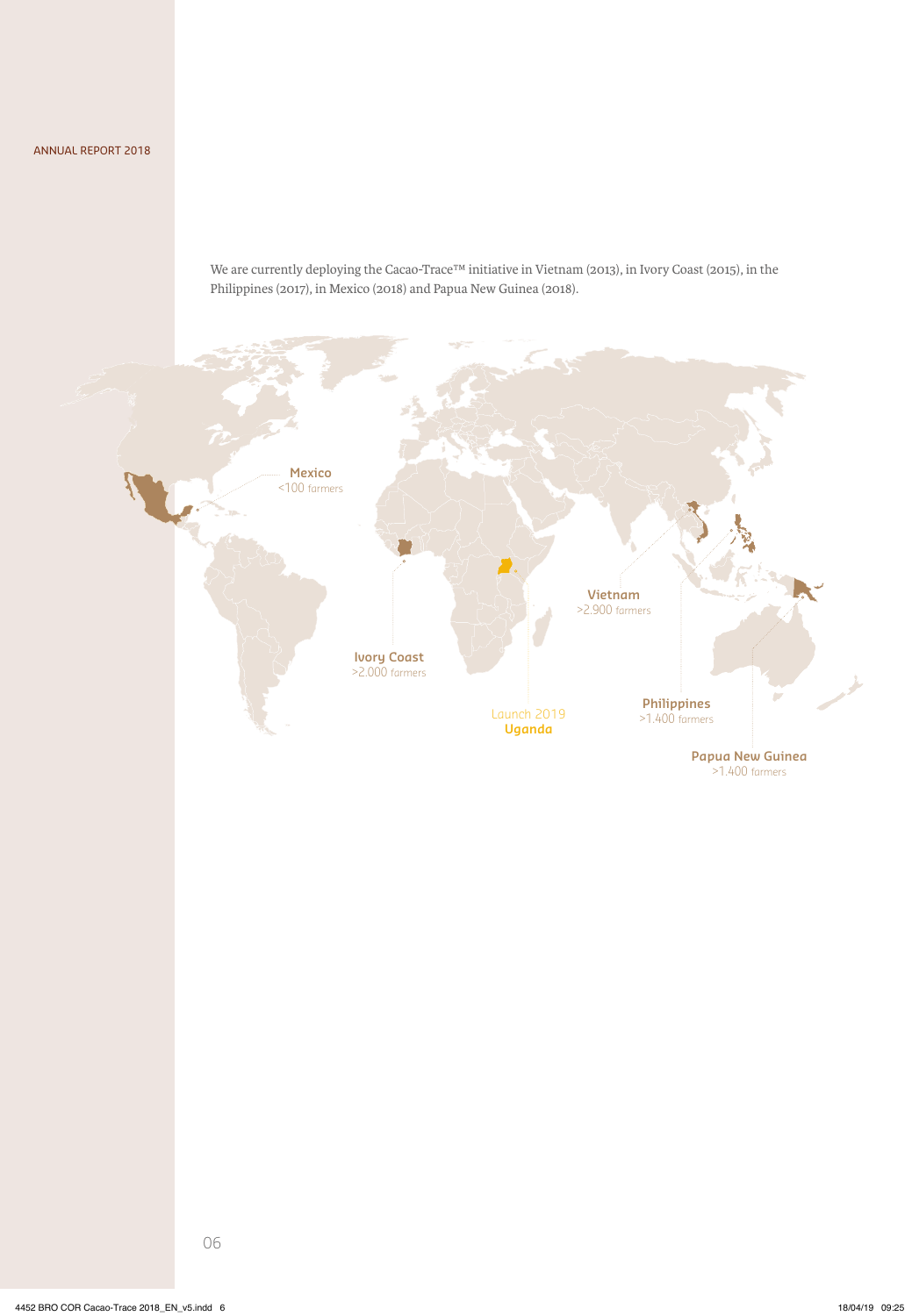We are currently deploying the Cacao-Trace™ initiative in Vietnam (2013), in Ivory Coast (2015), in the Philippines (2017), in Mexico (2018) and Papua New Guinea (2018).

**Mexico**
<100 farmers

**Ivory Coast**
>2.000 farmers

Launch 2019
**Uganda**

**Vietnam**
>2.900 farmers

**Philippines**
>1.400 farmers

**Papua New Guinea**
>1.400 farmers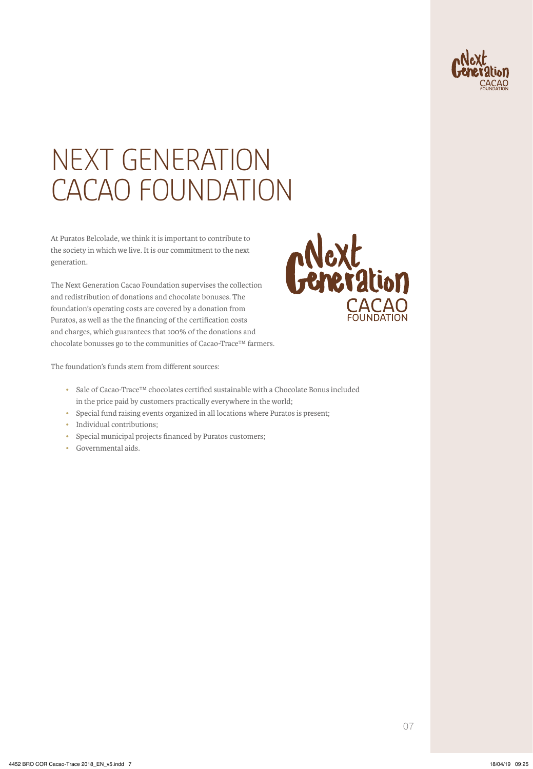# NEXT GENERATION CACAO FOUNDATION

At Puratos Belcolade, we think it is important to contribute to the society in which we live. It is our commitment to the next generation.

The Next Generation Cacao Foundation supervises the collection and redistribution of donations and chocolate bonuses. The foundation's operating costs are covered by a donation from Puratos, as well as the the financing of the certification costs and charges, which guarantees that 100% of the donations and chocolate bonusses go to the communities of Cacao-Trace™ farmers.

The foundation's funds stem from different sources:

- Sale of Cacao-Trace™ chocolates certified sustainable with a Chocolate Bonus included in the price paid by customers practically everywhere in the world;
- Special fund raising events organized in all locations where Puratos is present;
- Individual contributions;
- Special municipal projects financed by Puratos customers;
- Governmental aids.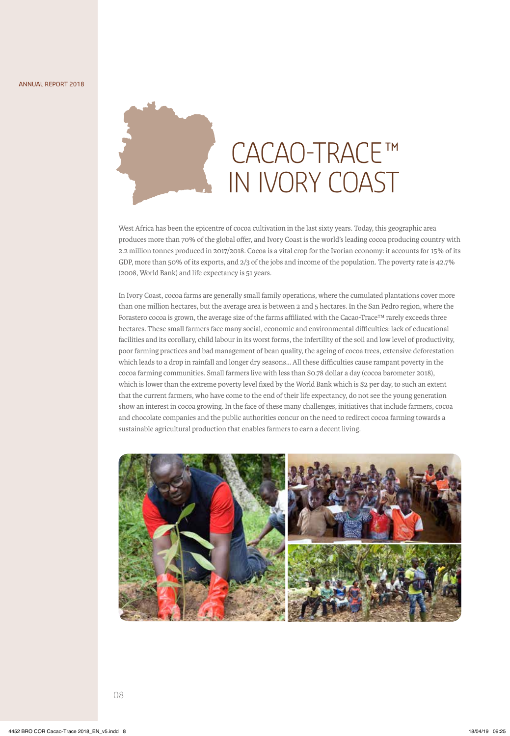# CACAO-TRACE™ IN IVORY COAST

West Africa has been the epicentre of cocoa cultivation in the last sixty years. Today, this geographic area produces more than 70% of the global offer, and Ivory Coast is the world's leading cocoa producing country with 2.2 million tonnes produced in 2017/2018. Cocoa is a vital crop for the Ivorian economy: it accounts for 15% of its GDP, more than 50% of its exports, and 2/3 of the jobs and income of the population. The poverty rate is 42.7% (2008, World Bank) and life expectancy is 51 years.

In Ivory Coast, cocoa farms are generally small family operations, where the cumulated plantations cover more than one million hectares, but the average area is between 2 and 5 hectares. In the San Pedro region, where the Forastero cocoa is grown, the average size of the farms affiliated with the Cacao-Trace™ rarely exceeds three hectares. These small farmers face many social, economic and environmental difficulties: lack of educational facilities and its corollary, child labour in its worst forms, the infertility of the soil and low level of productivity, poor farming practices and bad management of bean quality, the ageing of cocoa trees, extensive deforestation which leads to a drop in rainfall and longer dry seasons... All these difficulties cause rampant poverty in the cocoa farming communities. Small farmers live with less than $0.78 dollar a day (cocoa barometer 2018), which is lower than the extreme poverty level fixed by the World Bank which is $2 per day, to such an extent that the current farmers, who have come to the end of their life expectancy, do not see the young generation show an interest in cocoa growing. In the face of these many challenges, initiatives that include farmers, cocoa and chocolate companies and the public authorities concur on the need to redirect cocoa farming towards a sustainable agricultural production that enables farmers to earn a decent living.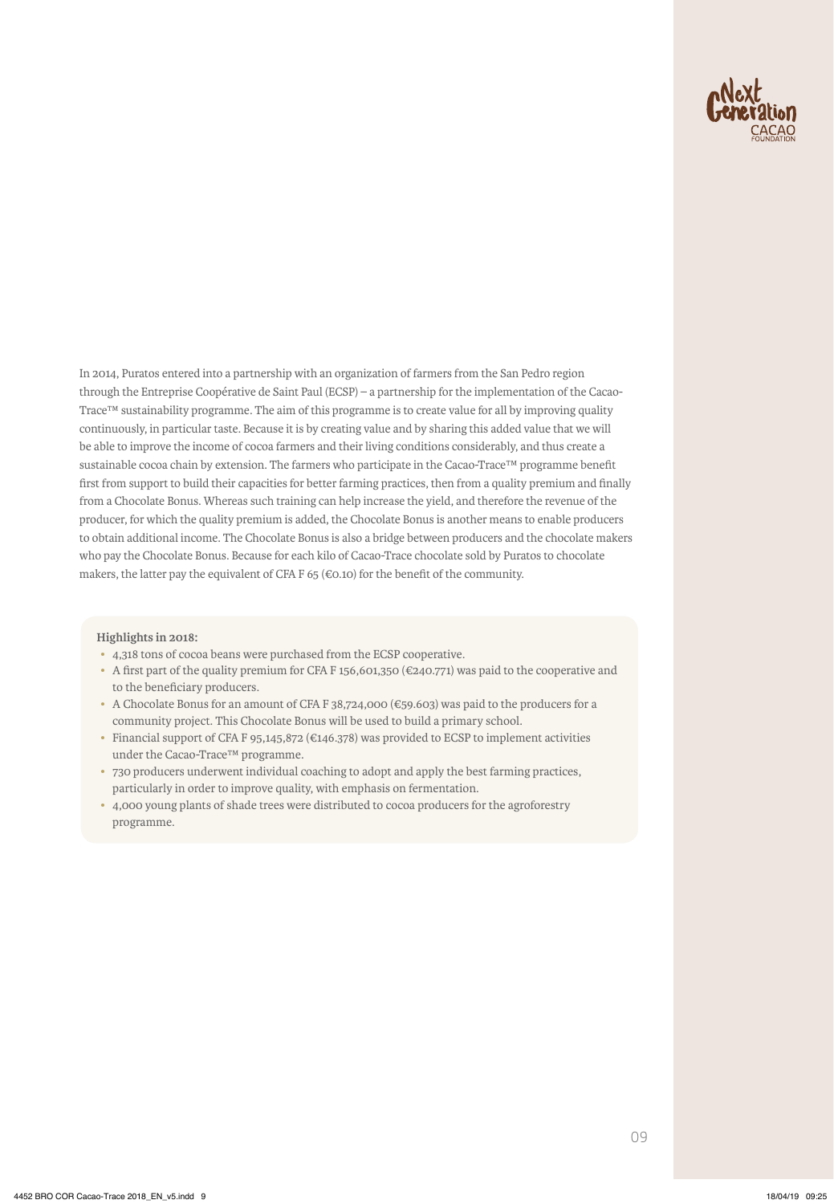In 2014, Puratos entered into a partnership with an organization of farmers from the San Pedro region through the Entreprise Coopérative de Saint Paul (ECSP) – a partnership for the implementation of the Cacao-Trace™ sustainability programme. The aim of this programme is to create value for all by improving quality continuously, in particular taste. Because it is by creating value and by sharing this added value that we will be able to improve the income of cocoa farmers and their living conditions considerably, and thus create a sustainable cocoa chain by extension. The farmers who participate in the Cacao-Trace™ programme benefit first from support to build their capacities for better farming practices, then from a quality premium and finally from a Chocolate Bonus. Whereas such training can help increase the yield, and therefore the revenue of the producer, for which the quality premium is added, the Chocolate Bonus is another means to enable producers to obtain additional income. The Chocolate Bonus is also a bridge between producers and the chocolate makers who pay the Chocolate Bonus. Because for each kilo of Cacao-Trace chocolate sold by Puratos to chocolate makers, the latter pay the equivalent of CFA F 65 (€0.10) for the benefit of the community.

**Highlights in 2018:**

- 4,318 tons of cocoa beans were purchased from the ECSP cooperative.
- A first part of the quality premium for CFA F 156,601,350 (€240.771) was paid to the cooperative and to the beneficiary producers.
- A Chocolate Bonus for an amount of CFA F 38,724,000 (€59.603) was paid to the producers for a community project. This Chocolate Bonus will be used to build a primary school.
- Financial support of CFA F 95,145,872 (€146.378) was provided to ECSP to implement activities under the Cacao-Trace™ programme.
- 730 producers underwent individual coaching to adopt and apply the best farming practices, particularly in order to improve quality, with emphasis on fermentation.
- 4,000 young plants of shade trees were distributed to cocoa producers for the agroforestry programme.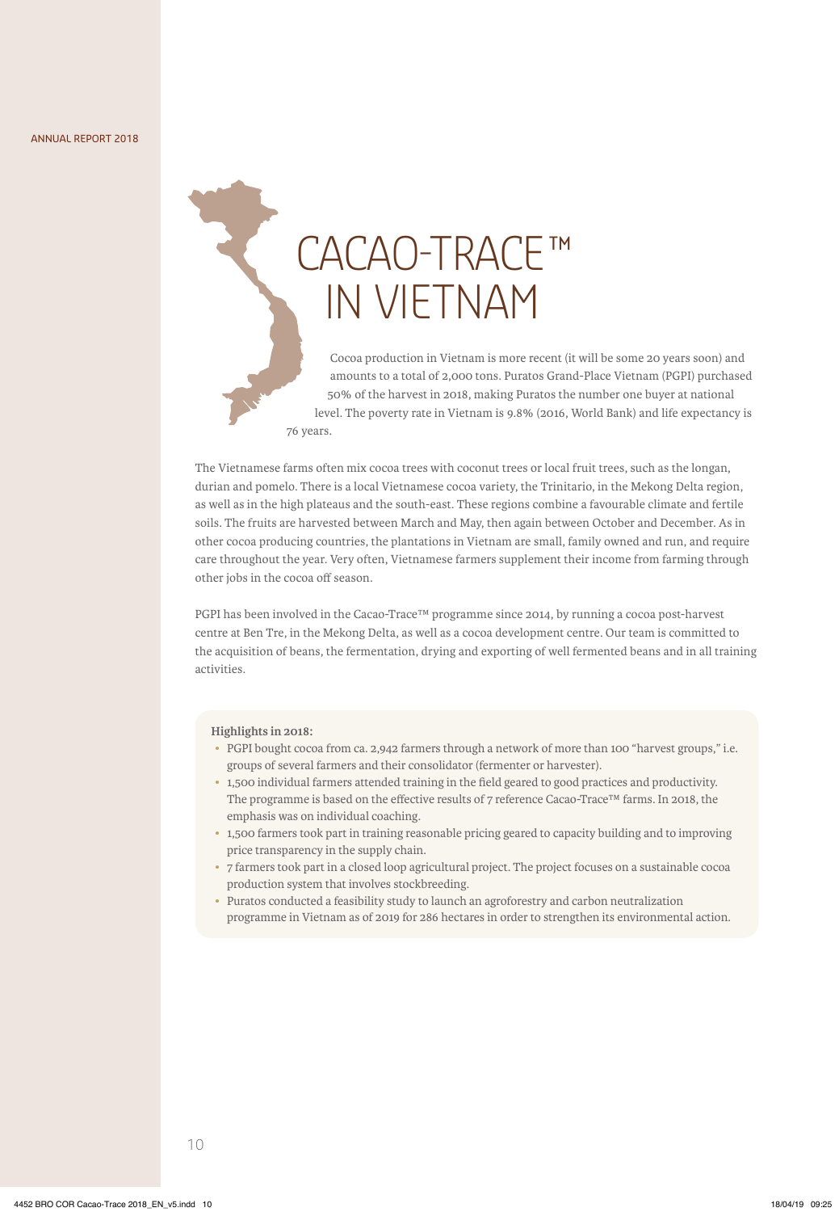# CACAO-TRACE™ IN VIETNAM

Cocoa production in Vietnam is more recent (it will be some 20 years soon) and amounts to a total of 2,000 tons. Puratos Grand-Place Vietnam (PGPI) purchased 50% of the harvest in 2018, making Puratos the number one buyer at national level. The poverty rate in Vietnam is 9.8% (2016, World Bank) and life expectancy is 76 years.

The Vietnamese farms often mix cocoa trees with coconut trees or local fruit trees, such as the longan, durian and pomelo. There is a local Vietnamese cocoa variety, the Trinitario, in the Mekong Delta region, as well as in the high plateaus and the south-east. These regions combine a favourable climate and fertile soils. The fruits are harvested between March and May, then again between October and December. As in other cocoa producing countries, the plantations in Vietnam are small, family owned and run, and require care throughout the year. Very often, Vietnamese farmers supplement their income from farming through other jobs in the cocoa off season.

PGPI has been involved in the Cacao-Trace™ programme since 2014, by running a cocoa post-harvest centre at Ben Tre, in the Mekong Delta, as well as a cocoa development centre. Our team is committed to the acquisition of beans, the fermentation, drying and exporting of well fermented beans and in all training activities.

**Highlights in 2018:**

- PGPI bought cocoa from ca. 2,942 farmers through a network of more than 100 "harvest groups," i.e. groups of several farmers and their consolidator (fermenter or harvester).
- 1,500 individual farmers attended training in the field geared to good practices and productivity. The programme is based on the effective results of 7 reference Cacao-Trace™ farms. In 2018, the emphasis was on individual coaching.
- 1,500 farmers took part in training reasonable pricing geared to capacity building and to improving price transparency in the supply chain.
- 7 farmers took part in a closed loop agricultural project. The project focuses on a sustainable cocoa production system that involves stockbreeding.
- Puratos conducted a feasibility study to launch an agroforestry and carbon neutralization programme in Vietnam as of 2019 for 286 hectares in order to strengthen its environmental action.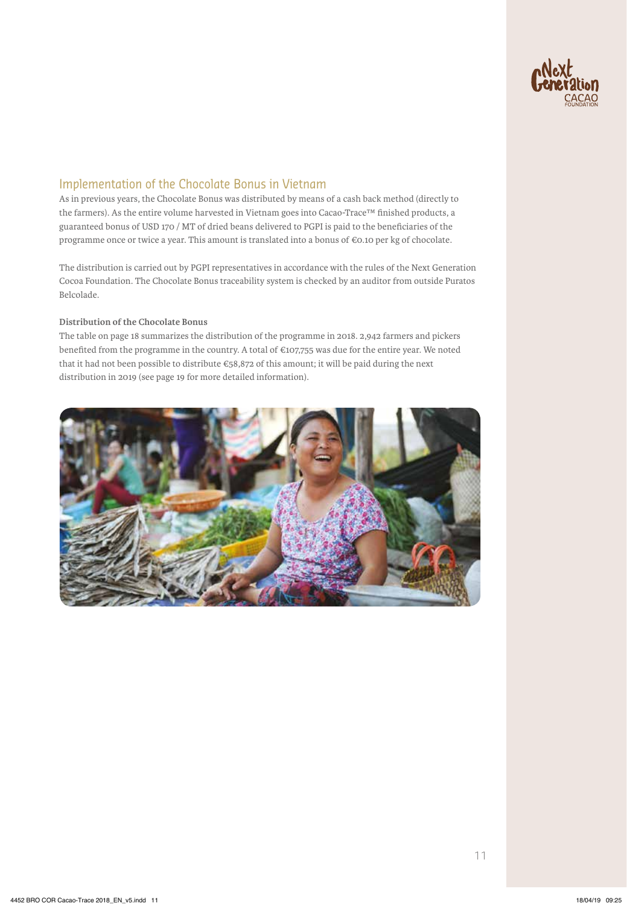## Implementation of the Chocolate Bonus in Vietnam

As in previous years, the Chocolate Bonus was distributed by means of a cash back method (directly to the farmers). As the entire volume harvested in Vietnam goes into Cacao-Trace™ finished products, a guaranteed bonus of USD 170 / MT of dried beans delivered to PGPI is paid to the beneficiaries of the programme once or twice a year. This amount is translated into a bonus of €0.10 per kg of chocolate.

The distribution is carried out by PGPI representatives in accordance with the rules of the Next Generation Cocoa Foundation. The Chocolate Bonus traceability system is checked by an auditor from outside Puratos Belcolade.

**Distribution of the Chocolate Bonus**

The table on page 18 summarizes the distribution of the programme in 2018. 2,942 farmers and pickers benefited from the programme in the country. A total of €107,755 was due for the entire year. We noted that it had not been possible to distribute €58,872 of this amount; it will be paid during the next distribution in 2019 (see page 19 for more detailed information).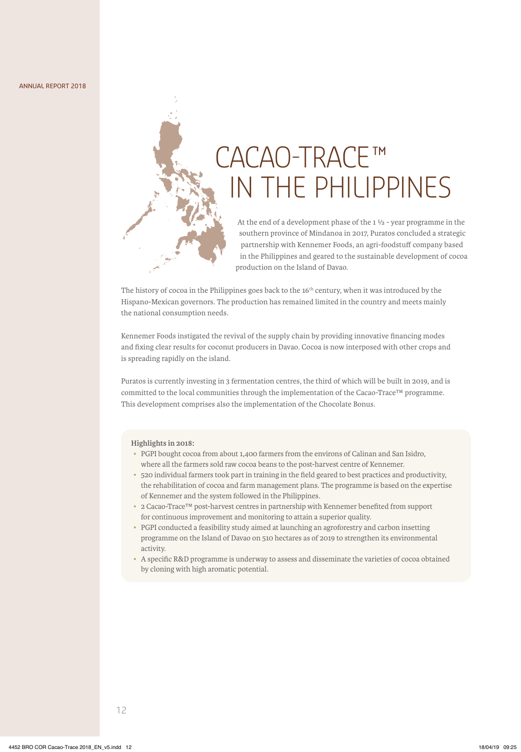# CACAO-TRACE™ IN THE PHILIPPINES

At the end of a development phase of the 1 ½ - year programme in the southern province of Mindanoa in 2017, Puratos concluded a strategic partnership with Kennemer Foods, an agri-foodstuff company based in the Philippines and geared to the sustainable development of cocoa production on the Island of Davao.

The history of cocoa in the Philippines goes back to the 16th century, when it was introduced by the Hispano-Mexican governors. The production has remained limited in the country and meets mainly the national consumption needs.

Kennemer Foods instigated the revival of the supply chain by providing innovative financing modes and fixing clear results for coconut producers in Davao. Cocoa is now interposed with other crops and is spreading rapidly on the island.

Puratos is currently investing in 3 fermentation centres, the third of which will be built in 2019, and is committed to the local communities through the implementation of the Cacao-Trace™ programme. This development comprises also the implementation of the Chocolate Bonus.

**Highlights in 2018:**

- PGPI bought cocoa from about 1,400 farmers from the environs of Calinan and San Isidro, where all the farmers sold raw cocoa beans to the post-harvest centre of Kennemer.
- 520 individual farmers took part in training in the field geared to best practices and productivity, the rehabilitation of cocoa and farm management plans. The programme is based on the expertise of Kennemer and the system followed in the Philippines.
- 2 Cacao-Trace™ post-harvest centres in partnership with Kennemer benefited from support for continuous improvement and monitoring to attain a superior quality.
- PGPI conducted a feasibility study aimed at launching an agroforestry and carbon insetting programme on the Island of Davao on 510 hectares as of 2019 to strengthen its environmental activity.
- A specific R&D programme is underway to assess and disseminate the varieties of cocoa obtained by cloning with high aromatic potential.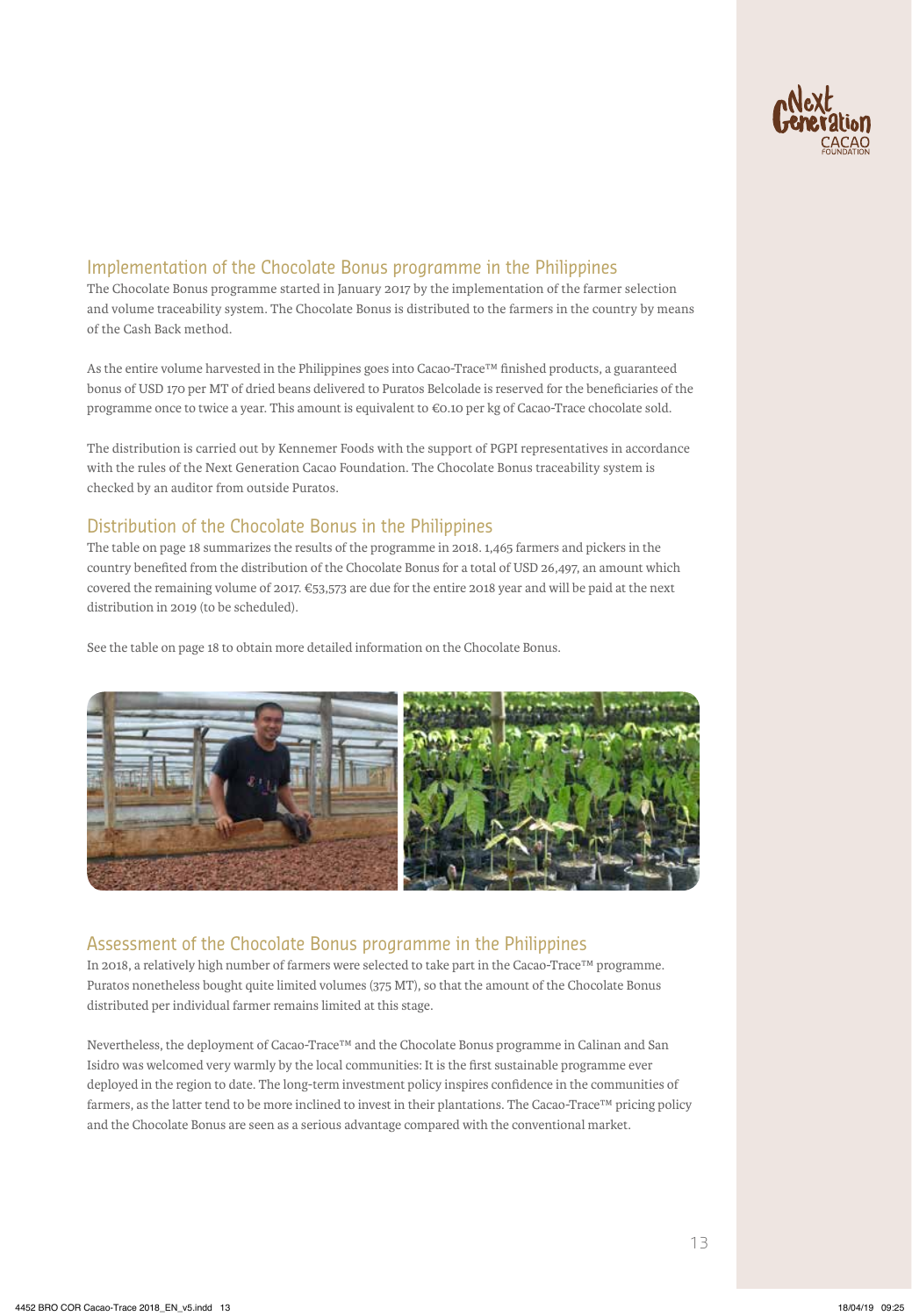## Implementation of the Chocolate Bonus programme in the Philippines

The Chocolate Bonus programme started in January 2017 by the implementation of the farmer selection and volume traceability system. The Chocolate Bonus is distributed to the farmers in the country by means of the Cash Back method.

As the entire volume harvested in the Philippines goes into Cacao-Trace™ finished products, a guaranteed bonus of USD 170 per MT of dried beans delivered to Puratos Belcolade is reserved for the beneficiaries of the programme once to twice a year. This amount is equivalent to €0.10 per kg of Cacao-Trace chocolate sold.

The distribution is carried out by Kennemer Foods with the support of PGPI representatives in accordance with the rules of the Next Generation Cacao Foundation. The Chocolate Bonus traceability system is checked by an auditor from outside Puratos.

## Distribution of the Chocolate Bonus in the Philippines

The table on page 18 summarizes the results of the programme in 2018. 1,465 farmers and pickers in the country benefited from the distribution of the Chocolate Bonus for a total of USD 26,497, an amount which covered the remaining volume of 2017. €53,573 are due for the entire 2018 year and will be paid at the next distribution in 2019 (to be scheduled).

See the table on page 18 to obtain more detailed information on the Chocolate Bonus.

## Assessment of the Chocolate Bonus programme in the Philippines

In 2018, a relatively high number of farmers were selected to take part in the Cacao-Trace™ programme. Puratos nonetheless bought quite limited volumes (375 MT), so that the amount of the Chocolate Bonus distributed per individual farmer remains limited at this stage.

Nevertheless, the deployment of Cacao-Trace™ and the Chocolate Bonus programme in Calinan and San Isidro was welcomed very warmly by the local communities: It is the first sustainable programme ever deployed in the region to date. The long-term investment policy inspires confidence in the communities of farmers, as the latter tend to be more inclined to invest in their plantations. The Cacao-Trace™ pricing policy and the Chocolate Bonus are seen as a serious advantage compared with the conventional market.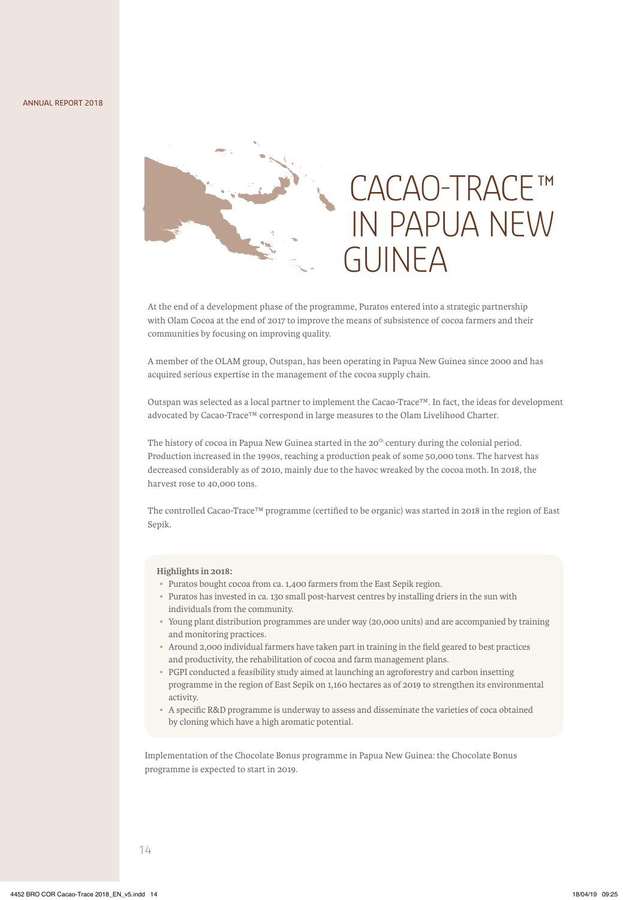# CACAO-TRACE™ IN PAPUA NEW GUINEA

At the end of a development phase of the programme, Puratos entered into a strategic partnership with Olam Cocoa at the end of 2017 to improve the means of subsistence of cocoa farmers and their communities by focusing on improving quality.

A member of the OLAM group, Outspan, has been operating in Papua New Guinea since 2000 and has acquired serious expertise in the management of the cocoa supply chain.

Outspan was selected as a local partner to implement the Cacao-Trace™. In fact, the ideas for development advocated by Cacao-Trace™ correspond in large measures to the Olam Livelihood Charter.

The history of cocoa in Papua New Guinea started in the 20th century during the colonial period. Production increased in the 1990s, reaching a production peak of some 50,000 tons. The harvest has decreased considerably as of 2010, mainly due to the havoc wreaked by the cocoa moth. In 2018, the harvest rose to 40,000 tons.

The controlled Cacao-Trace™ programme (certified to be organic) was started in 2018 in the region of East Sepik.

**Highlights in 2018:**

- Puratos bought cocoa from ca. 1,400 farmers from the East Sepik region.
- Puratos has invested in ca. 130 small post-harvest centres by installing driers in the sun with individuals from the community.
- Young plant distribution programmes are under way (20,000 units) and are accompanied by training and monitoring practices.
- Around 2,000 individual farmers have taken part in training in the field geared to best practices and productivity, the rehabilitation of cocoa and farm management plans.
- PGPI conducted a feasibility study aimed at launching an agroforestry and carbon insetting programme in the region of East Sepik on 1,160 hectares as of 2019 to strengthen its environmental activity.
- A specific R&D programme is underway to assess and disseminate the varieties of coca obtained by cloning which have a high aromatic potential.

Implementation of the Chocolate Bonus programme in Papua New Guinea: the Chocolate Bonus programme is expected to start in 2019.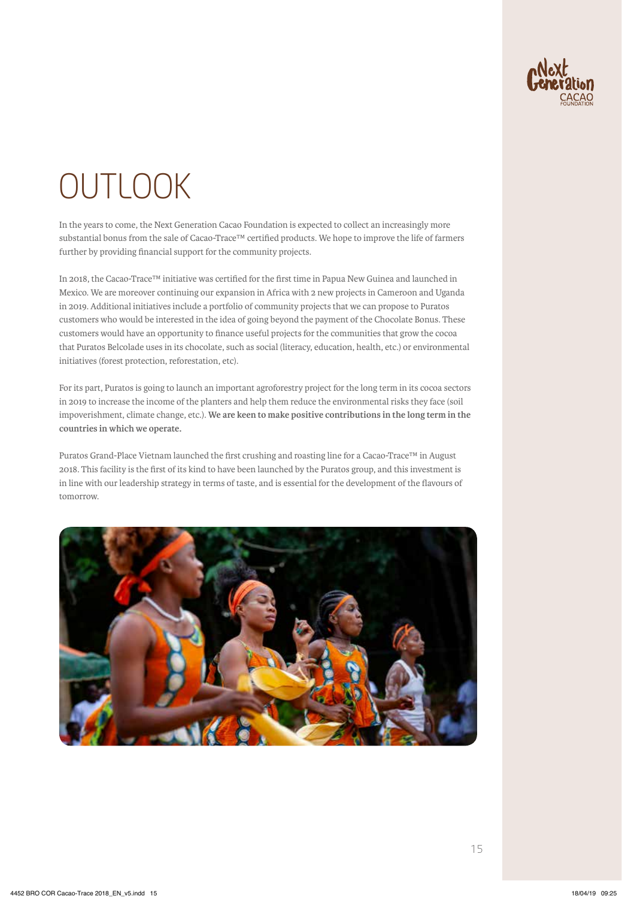# OUTLOOK

In the years to come, the Next Generation Cacao Foundation is expected to collect an increasingly more substantial bonus from the sale of Cacao-Trace™ certified products. We hope to improve the life of farmers further by providing financial support for the community projects.

In 2018, the Cacao-Trace™ initiative was certified for the first time in Papua New Guinea and launched in Mexico. We are moreover continuing our expansion in Africa with 2 new projects in Cameroon and Uganda in 2019. Additional initiatives include a portfolio of community projects that we can propose to Puratos customers who would be interested in the idea of going beyond the payment of the Chocolate Bonus. These customers would have an opportunity to finance useful projects for the communities that grow the cocoa that Puratos Belcolade uses in its chocolate, such as social (literacy, education, health, etc.) or environmental initiatives (forest protection, reforestation, etc).

For its part, Puratos is going to launch an important agroforestry project for the long term in its cocoa sectors in 2019 to increase the income of the planters and help them reduce the environmental risks they face (soil impoverishment, climate change, etc.). **We are keen to make positive contributions in the long term in the countries in which we operate.**

Puratos Grand-Place Vietnam launched the first crushing and roasting line for a Cacao-Trace™ in August 2018. This facility is the first of its kind to have been launched by the Puratos group, and this investment is in line with our leadership strategy in terms of taste, and is essential for the development of the flavours of tomorrow.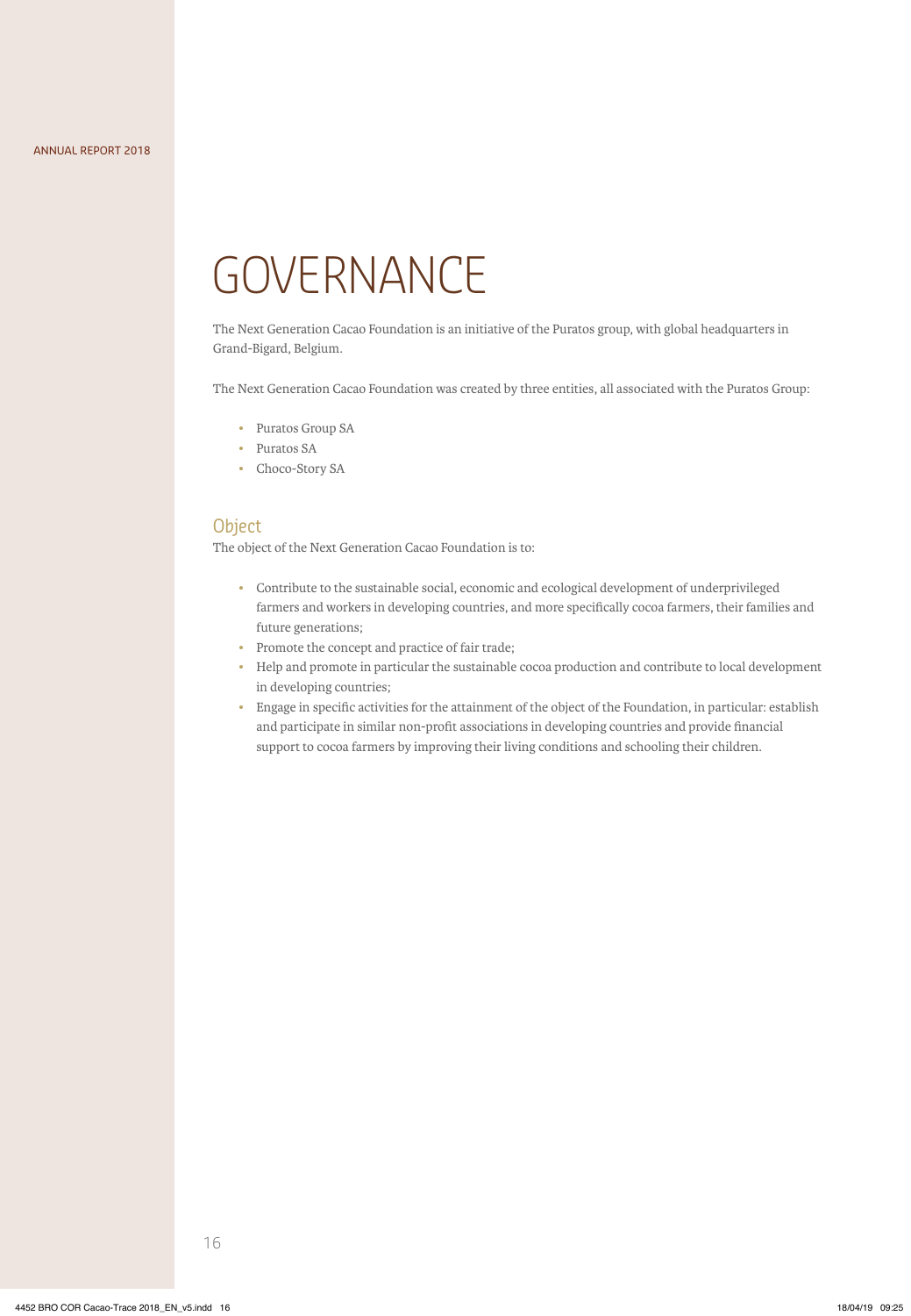# GOVERNANCE

The Next Generation Cacao Foundation is an initiative of the Puratos group, with global headquarters in Grand-Bigard, Belgium.

The Next Generation Cacao Foundation was created by three entities, all associated with the Puratos Group:

- Puratos Group SA
- Puratos SA
- Choco-Story SA

## Object

The object of the Next Generation Cacao Foundation is to:

- Contribute to the sustainable social, economic and ecological development of underprivileged farmers and workers in developing countries, and more specifically cocoa farmers, their families and future generations;
- Promote the concept and practice of fair trade;
- Help and promote in particular the sustainable cocoa production and contribute to local development in developing countries;
- Engage in specific activities for the attainment of the object of the Foundation, in particular: establish and participate in similar non-profit associations in developing countries and provide financial support to cocoa farmers by improving their living conditions and schooling their children.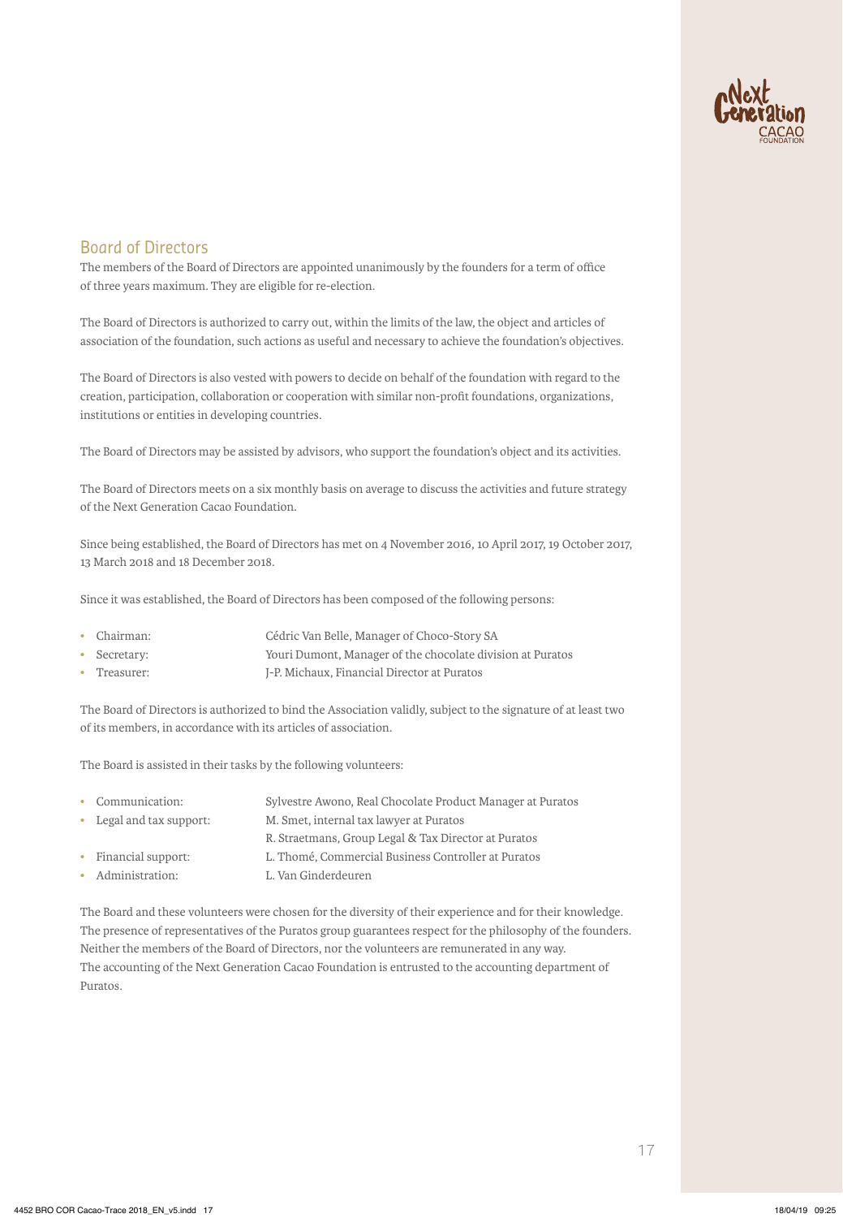## Board of Directors

The members of the Board of Directors are appointed unanimously by the founders for a term of office of three years maximum. They are eligible for re-election.

The Board of Directors is authorized to carry out, within the limits of the law, the object and articles of association of the foundation, such actions as useful and necessary to achieve the foundation's objectives.

The Board of Directors is also vested with powers to decide on behalf of the foundation with regard to the creation, participation, collaboration or cooperation with similar non-profit foundations, organizations, institutions or entities in developing countries.

The Board of Directors may be assisted by advisors, who support the foundation's object and its activities.

The Board of Directors meets on a six monthly basis on average to discuss the activities and future strategy of the Next Generation Cacao Foundation.

Since being established, the Board of Directors has met on 4 November 2016, 10 April 2017, 19 October 2017, 13 March 2018 and 18 December 2018.

Since it was established, the Board of Directors has been composed of the following persons:

- Chairman: Cédric Van Belle, Manager of Choco-Story SA
- Secretary: Youri Dumont, Manager of the chocolate division at Puratos
- Treasurer: J-P. Michaux, Financial Director at Puratos

The Board of Directors is authorized to bind the Association validly, subject to the signature of at least two of its members, in accordance with its articles of association.

The Board is assisted in their tasks by the following volunteers:

- Communication: Sylvestre Awono, Real Chocolate Product Manager at Puratos
- Legal and tax support: M. Smet, internal tax lawyer at Puratos
  R. Straetmans, Group Legal & Tax Director at Puratos
- Financial support: L. Thomé, Commercial Business Controller at Puratos
- Administration: L. Van Ginderdeuren

The Board and these volunteers were chosen for the diversity of their experience and for their knowledge. The presence of representatives of the Puratos group guarantees respect for the philosophy of the founders. Neither the members of the Board of Directors, nor the volunteers are remunerated in any way. The accounting of the Next Generation Cacao Foundation is entrusted to the accounting department of Puratos.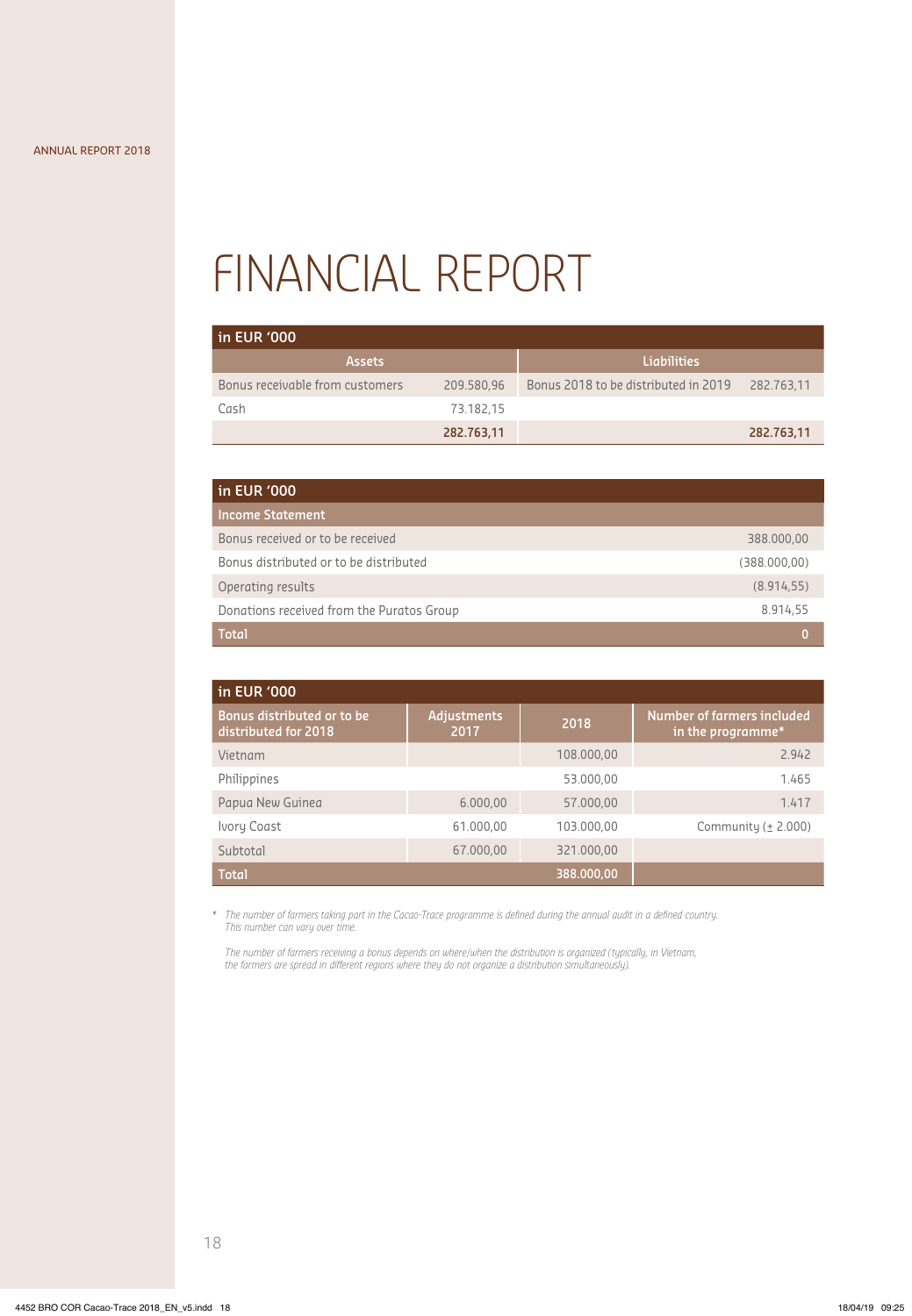# FINANCIAL REPORT

| in EUR '000 | | | |
|---|---|---|---|
| **Assets** | | **Liabilities** | |
| Bonus receivable from customers | 209.580,96 | Bonus 2018 to be distributed in 2019 | 282.763,11 |
| Cash | 73.182,15 | | |
| | **282.763,11** | | **282.763,11** |

| in EUR '000 | |
|---|---|
| **Income Statement** | |
| Bonus received or to be received | 388.000,00 |
| Bonus distributed or to be distributed | (388.000,00) |
| Operating results | (8.914,55) |
| Donations received from the Puratos Group | 8.914,55 |
| **Total** | **0** |

| in EUR '000 | | | |
|---|---|---|---|
| **Bonus distributed or to be distributed for 2018** | **Adjustments 2017** | **2018** | **Number of farmers included in the programme*** |
| Vietnam | | 108.000,00 | 2.942 |
| Philippines | | 53.000,00 | 1.465 |
| Papua New Guinea | 6.000,00 | 57.000,00 | 1.417 |
| Ivory Coast | 61.000,00 | 103.000,00 | Community (± 2.000) |
| Subtotal | 67.000,00 | 321.000,00 | |
| **Total** | | **388.000,00** | |

\* *The number of farmers taking part in the Cacao-Trace programme is defined during the annual audit in a defined country. This number can vary over time.*

*The number of farmers receiving a bonus depends on where/when the distribution is organized (typically, in Vietnam, the farmers are spread in different regions where they do not organize a distribution simultaneously).*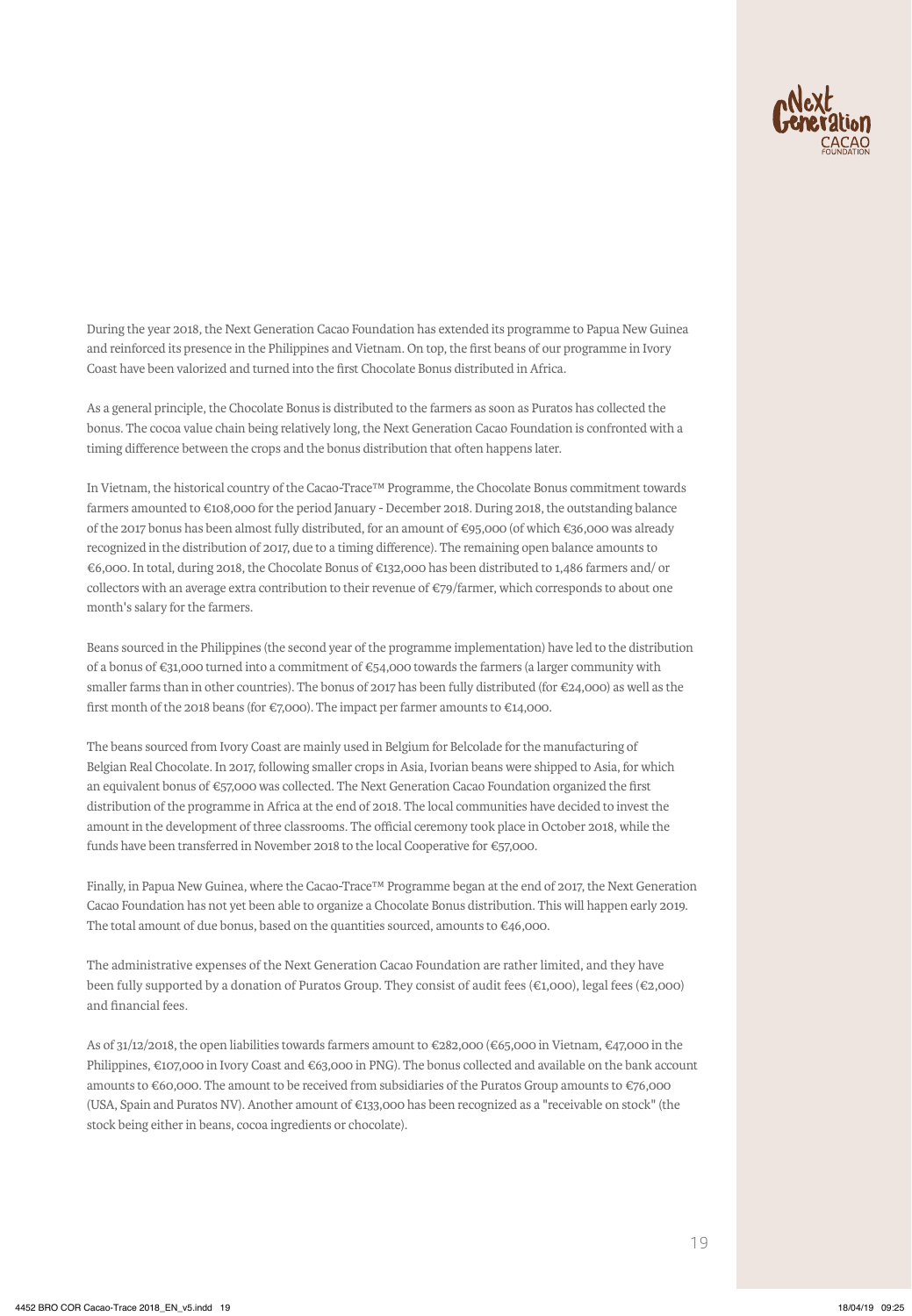During the year 2018, the Next Generation Cacao Foundation has extended its programme to Papua New Guinea and reinforced its presence in the Philippines and Vietnam. On top, the first beans of our programme in Ivory Coast have been valorized and turned into the first Chocolate Bonus distributed in Africa.

As a general principle, the Chocolate Bonus is distributed to the farmers as soon as Puratos has collected the bonus. The cocoa value chain being relatively long, the Next Generation Cacao Foundation is confronted with a timing difference between the crops and the bonus distribution that often happens later.

In Vietnam, the historical country of the Cacao-Trace™ Programme, the Chocolate Bonus commitment towards farmers amounted to €108,000 for the period January - December 2018. During 2018, the outstanding balance of the 2017 bonus has been almost fully distributed, for an amount of €95,000 (of which €36,000 was already recognized in the distribution of 2017, due to a timing difference). The remaining open balance amounts to €6,000. In total, during 2018, the Chocolate Bonus of €132,000 has been distributed to 1,486 farmers and/ or collectors with an average extra contribution to their revenue of €79/farmer, which corresponds to about one month's salary for the farmers.

Beans sourced in the Philippines (the second year of the programme implementation) have led to the distribution of a bonus of €31,000 turned into a commitment of €54,000 towards the farmers (a larger community with smaller farms than in other countries). The bonus of 2017 has been fully distributed (for €24,000) as well as the first month of the 2018 beans (for €7,000). The impact per farmer amounts to €14,000.

The beans sourced from Ivory Coast are mainly used in Belgium for Belcolade for the manufacturing of Belgian Real Chocolate. In 2017, following smaller crops in Asia, Ivorian beans were shipped to Asia, for which an equivalent bonus of €57,000 was collected. The Next Generation Cacao Foundation organized the first distribution of the programme in Africa at the end of 2018. The local communities have decided to invest the amount in the development of three classrooms. The official ceremony took place in October 2018, while the funds have been transferred in November 2018 to the local Cooperative for €57,000.

Finally, in Papua New Guinea, where the Cacao-Trace™ Programme began at the end of 2017, the Next Generation Cacao Foundation has not yet been able to organize a Chocolate Bonus distribution. This will happen early 2019. The total amount of due bonus, based on the quantities sourced, amounts to €46,000.

The administrative expenses of the Next Generation Cacao Foundation are rather limited, and they have been fully supported by a donation of Puratos Group. They consist of audit fees (€1,000), legal fees (€2,000) and financial fees.

As of 31/12/2018, the open liabilities towards farmers amount to €282,000 (€65,000 in Vietnam, €47,000 in the Philippines, €107,000 in Ivory Coast and €63,000 in PNG). The bonus collected and available on the bank account amounts to €60,000. The amount to be received from subsidiaries of the Puratos Group amounts to €76,000 (USA, Spain and Puratos NV). Another amount of €133,000 has been recognized as a "receivable on stock" (the stock being either in beans, cocoa ingredients or chocolate).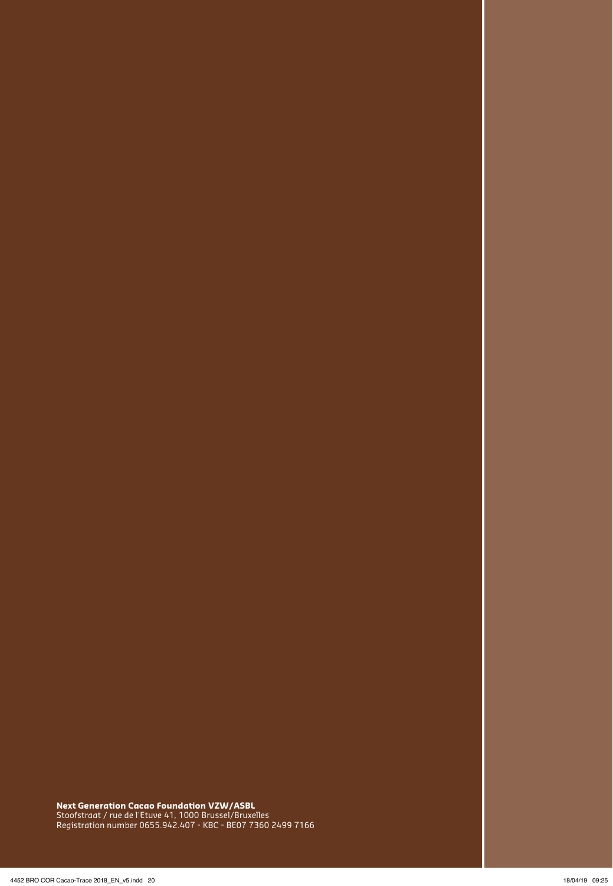**Next Generation Cacao Foundation VZW/ASBL**
Stoofstraat / rue de l'Etuve 41, 1000 Brussel/Bruxelles
Registration number 0655.942.407 - KBC - BE07 7360 2499 7166